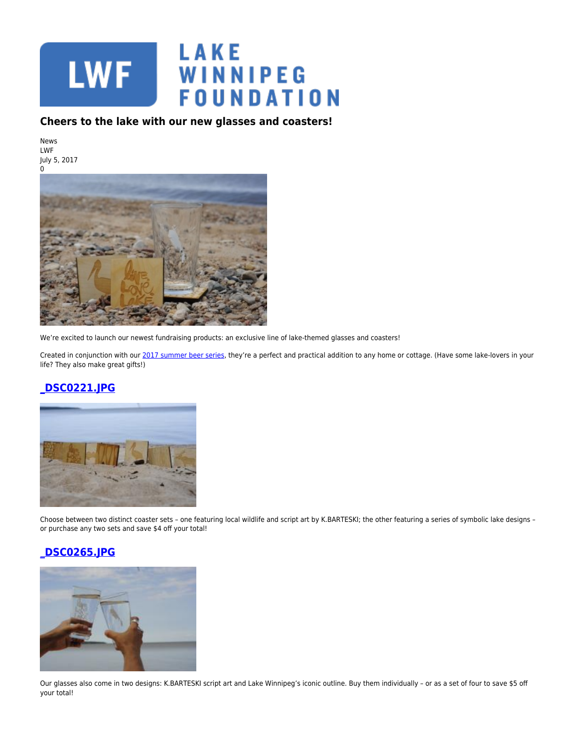# Cheers to the lake with our new glasses and coasters!

News
LWF
July 5, 2017
0

We're excited to launch our newest fundraising products: an exclusive line of lake-themed glasses and coasters!

Created in conjunction with our [2017 summer beer series](), they're a perfect and practical addition to any home or cottage. (Have some lake-lovers in your life? They also make great gifts!)

## _DSC0221.JPG

Choose between two distinct coaster sets – one featuring local wildlife and script art by K.BARTESKI; the other featuring a series of symbolic lake designs – or purchase any two sets and save $4 off your total!

## _DSC0265.JPG

Our glasses also come in two designs: K.BARTESKI script art and Lake Winnipeg's iconic outline. Buy them individually – or as a set of four to save $5 off your total!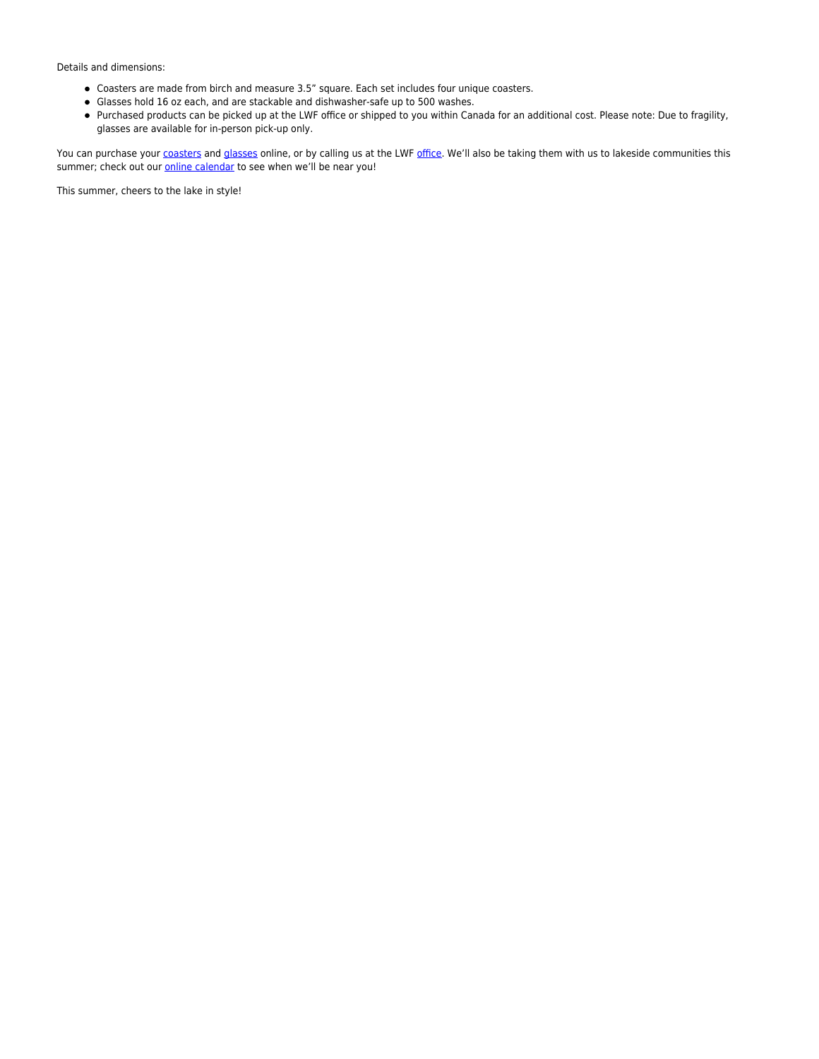Details and dimensions:

- Coasters are made from birch and measure 3.5" square. Each set includes four unique coasters.
- Glasses hold 16 oz each, and are stackable and dishwasher-safe up to 500 washes.
- Purchased products can be picked up at the LWF office or shipped to you within Canada for an additional cost. Please note: Due to fragility, glasses are available for in-person pick-up only.

You can purchase your coasters and glasses online, or by calling us at the LWF office. We'll also be taking them with us to lakeside communities this summer; check out our online calendar to see when we'll be near you!

This summer, cheers to the lake in style!